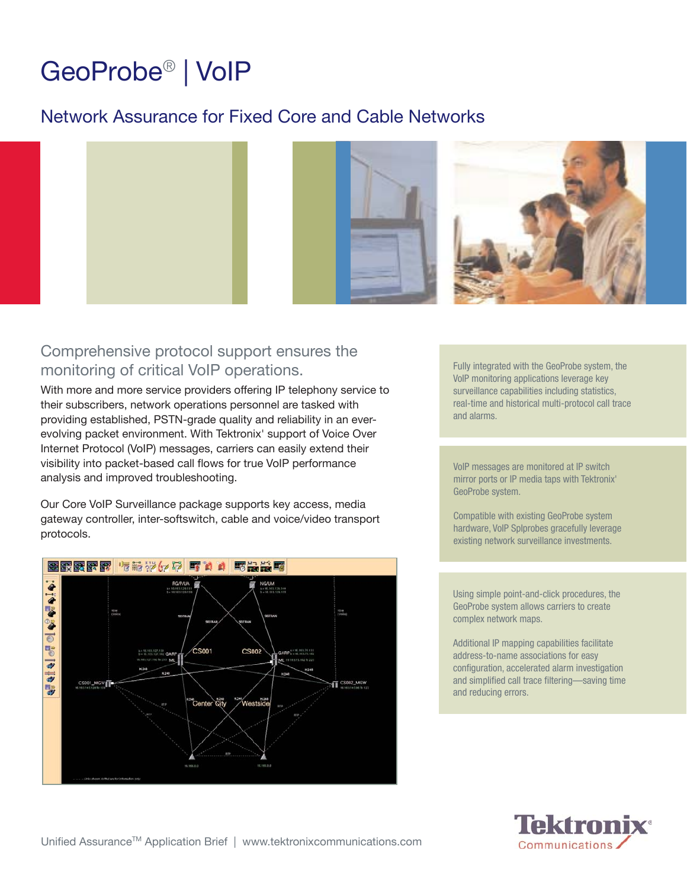# GeoProbe® | VoIP

## Network Assurance for Fixed Core and Cable Networks

### Comprehensive protocol support ensures the monitoring of critical VoIP operations.

With more and more service providers offering IP telephony service to their subscribers, network operations personnel are tasked with providing established, PSTN-grade quality and reliability in an ever-evolving packet environment. With Tektronix' support of Voice Over Internet Protocol (VoIP) messages, carriers can easily extend their visibility into packet-based call flows for true VoIP performance analysis and improved troubleshooting.

Our Core VoIP Surveillance package supports key access, media gateway controller, inter-softswitch, cable and voice/video transport protocols.

Fully integrated with the GeoProbe system, the VoIP monitoring applications leverage key surveillance capabilities including statistics, real-time and historical multi-protocol call trace and alarms.

VoIP messages are monitored at IP switch mirror ports or IP media taps with Tektronix' GeoProbe system.

Compatible with existing GeoProbe system hardware, VoIP Splprobes gracefully leverage existing network surveillance investments.

Using simple point-and-click procedures, the GeoProbe system allows carriers to create complex network maps.

Additional IP mapping capabilities facilitate address-to-name associations for easy configuration, accelerated alarm investigation and simplified call trace filtering—saving time and reducing errors.

Unified Assurance™ Application Brief | www.tektronixcommunications.com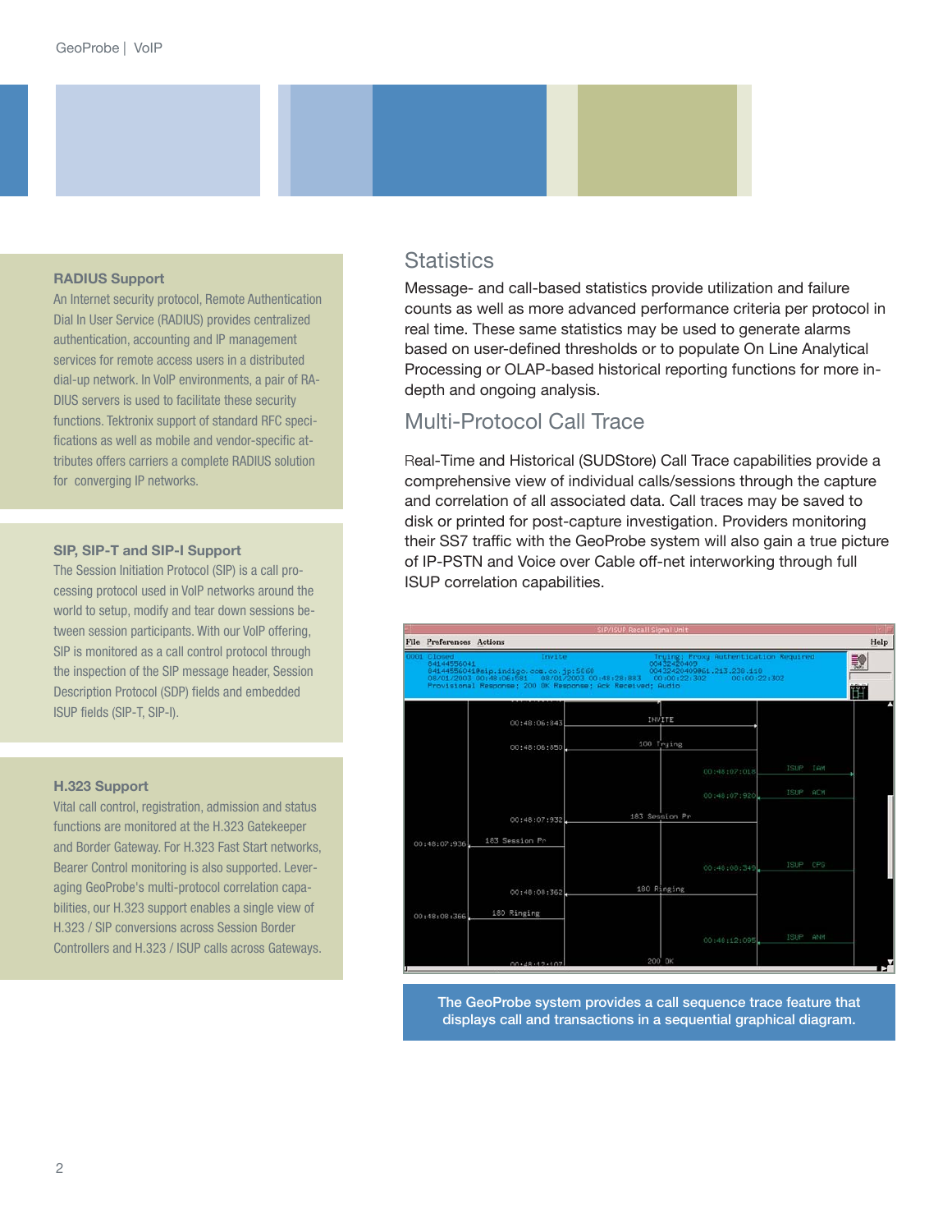## RADIUS Support

An Internet security protocol, Remote Authentication Dial In User Service (RADIUS) provides centralized authentication, accounting and IP management services for remote access users in a distributed dial-up network. In VoIP environments, a pair of RADIUS servers is used to facilitate these security functions. Tektronix support of standard RFC specifications as well as mobile and vendor-specific attributes offers carriers a complete RADIUS solution for converging IP networks.

## SIP, SIP-T and SIP-I Support

The Session Initiation Protocol (SIP) is a call processing protocol used in VoIP networks around the world to setup, modify and tear down sessions between session participants. With our VoIP offering, SIP is monitored as a call control protocol through the inspection of the SIP message header, Session Description Protocol (SDP) fields and embedded ISUP fields (SIP-T, SIP-I).

## H.323 Support

Vital call control, registration, admission and status functions are monitored at the H.323 Gatekeeper and Border Gateway. For H.323 Fast Start networks, Bearer Control monitoring is also supported. Leveraging GeoProbe's multi-protocol correlation capabilities, our H.323 support enables a single view of H.323 / SIP conversions across Session Border Controllers and H.323 / ISUP calls across Gateways.

## Statistics

Message- and call-based statistics provide utilization and failure counts as well as more advanced performance criteria per protocol in real time. These same statistics may be used to generate alarms based on user-defined thresholds or to populate On Line Analytical Processing or OLAP-based historical reporting functions for more in-depth and ongoing analysis.

## Multi-Protocol Call Trace

Real-Time and Historical (SUDStore) Call Trace capabilities provide a comprehensive view of individual calls/sessions through the capture and correlation of all associated data. Call traces may be saved to disk or printed for post-capture investigation. Providers monitoring their SS7 traffic with the GeoProbe system will also gain a true picture of IP-PSTN and Voice over Cable off-net interworking through full ISUP correlation capabilities.

The GeoProbe system provides a call sequence trace feature that displays call and transactions in a sequential graphical diagram.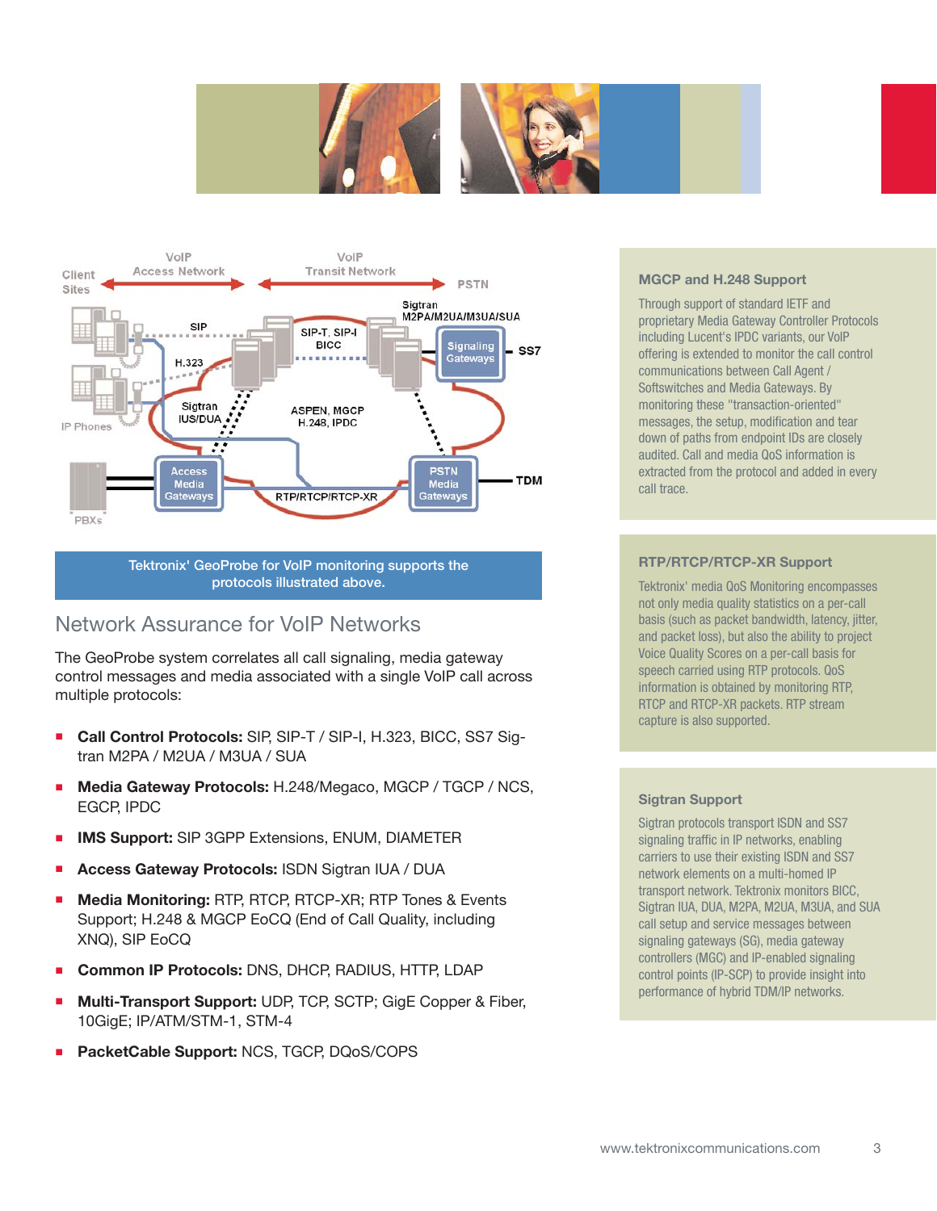Tektronix' GeoProbe for VoIP monitoring supports the protocols illustrated above.

## Network Assurance for VoIP Networks

The GeoProbe system correlates all call signaling, media gateway control messages and media associated with a single VoIP call across multiple protocols:

- **Call Control Protocols:** SIP, SIP-T / SIP-I, H.323, BICC, SS7 Sigtran M2PA / M2UA / M3UA / SUA
- **Media Gateway Protocols:** H.248/Megaco, MGCP / TGCP / NCS, EGCP, IPDC
- **IMS Support:** SIP 3GPP Extensions, ENUM, DIAMETER
- **Access Gateway Protocols:** ISDN Sigtran IUA / DUA
- **Media Monitoring:** RTP, RTCP, RTCP-XR; RTP Tones & Events Support; H.248 & MGCP EoCQ (End of Call Quality, including XNQ), SIP EoCQ
- **Common IP Protocols:** DNS, DHCP, RADIUS, HTTP, LDAP
- **Multi-Transport Support:** UDP, TCP, SCTP; GigE Copper & Fiber, 10GigE; IP/ATM/STM-1, STM-4
- **PacketCable Support:** NCS, TGCP, DQoS/COPS

### MGCP and H.248 Support

Through support of standard IETF and proprietary Media Gateway Controller Protocols including Lucent's IPDC variants, our VoIP offering is extended to monitor the call control communications between Call Agent / Softswitches and Media Gateways. By monitoring these "transaction-oriented" messages, the setup, modification and tear down of paths from endpoint IDs are closely audited. Call and media QoS information is extracted from the protocol and added in every call trace.

### RTP/RTCP/RTCP-XR Support

Tektronix' media QoS Monitoring encompasses not only media quality statistics on a per-call basis (such as packet bandwidth, latency, jitter, and packet loss), but also the ability to project Voice Quality Scores on a per-call basis for speech carried using RTP protocols. QoS information is obtained by monitoring RTP, RTCP and RTCP-XR packets. RTP stream capture is also supported.

### Sigtran Support

Sigtran protocols transport ISDN and SS7 signaling traffic in IP networks, enabling carriers to use their existing ISDN and SS7 network elements on a multi-homed IP transport network. Tektronix monitors BICC, Sigtran IUA, DUA, M2PA, M2UA, M3UA, and SUA call setup and service messages between signaling gateways (SG), media gateway controllers (MGC) and IP-enabled signaling control points (IP-SCP) to provide insight into performance of hybrid TDM/IP networks.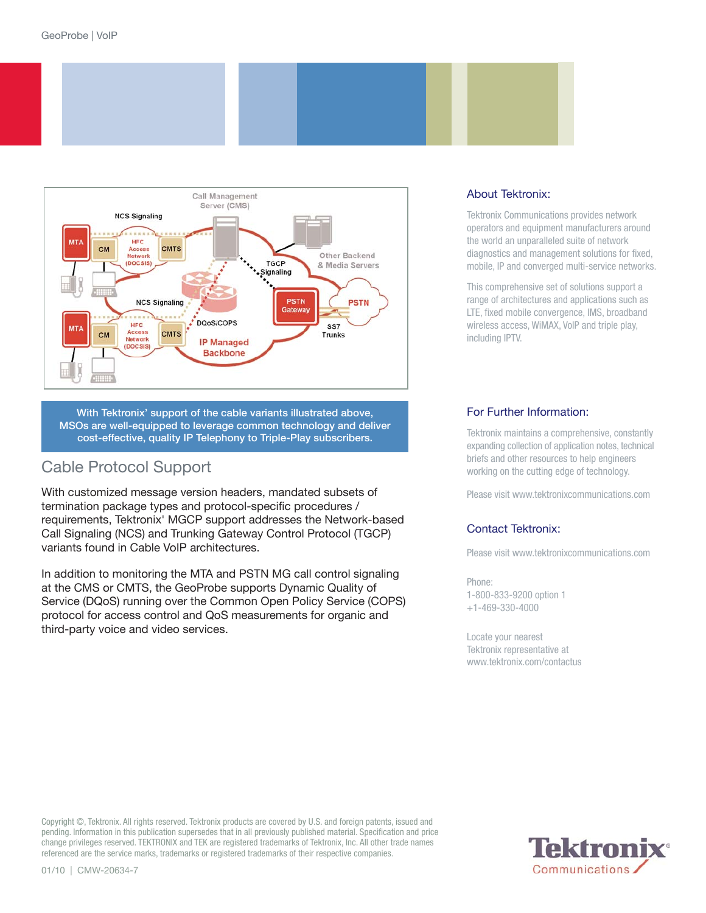Call Management Server (CMS)

NCS Signaling

MTA

CM

HFC Access Network (DOCSIS)

CMTS

TGCP Signaling

Other Backend & Media Servers

NCS Signaling

PSTN Gateway

PSTN

SS7 Trunks

DQoS/COPS

MTA

CM

HFC Access Network (DOCSIS)

CMTS

IP Managed Backbone

**With Tektronix' support of the cable variants illustrated above, MSOs are well-equipped to leverage common technology and deliver cost-effective, quality IP Telephony to Triple-Play subscribers.**

## Cable Protocol Support

With customized message version headers, mandated subsets of termination package types and protocol-specific procedures / requirements, Tektronix' MGCP support addresses the Network-based Call Signaling (NCS) and Trunking Gateway Control Protocol (TGCP) variants found in Cable VoIP architectures.

In addition to monitoring the MTA and PSTN MG call control signaling at the CMS or CMTS, the GeoProbe supports Dynamic Quality of Service (DQoS) running over the Common Open Policy Service (COPS) protocol for access control and QoS measurements for organic and third-party voice and video services.

### About Tektronix:

Tektronix Communications provides network operators and equipment manufacturers around the world an unparalleled suite of network diagnostics and management solutions for fixed, mobile, IP and converged multi-service networks.

This comprehensive set of solutions support a range of architectures and applications such as LTE, fixed mobile convergence, IMS, broadband wireless access, WiMAX, VoIP and triple play, including IPTV.

### For Further Information:

Tektronix maintains a comprehensive, constantly expanding collection of application notes, technical briefs and other resources to help engineers working on the cutting edge of technology.

Please visit www.tektronixcommunications.com

### Contact Tektronix:

Please visit www.tektronixcommunications.com

Phone:
1-800-833-9200 option 1
+1-469-330-4000

Locate your nearest Tektronix representative at www.tektronix.com/contactus

Copyright ©, Tektronix. All rights reserved. Tektronix products are covered by U.S. and foreign patents, issued and pending. Information in this publication supersedes that in all previously published material. Specification and price change privileges reserved. TEKTRONIX and TEK are registered trademarks of Tektronix, Inc. All other trade names referenced are the service marks, trademarks or registered trademarks of their respective companies.

01/10 | CMW-20634-7

Tektronix® Communications